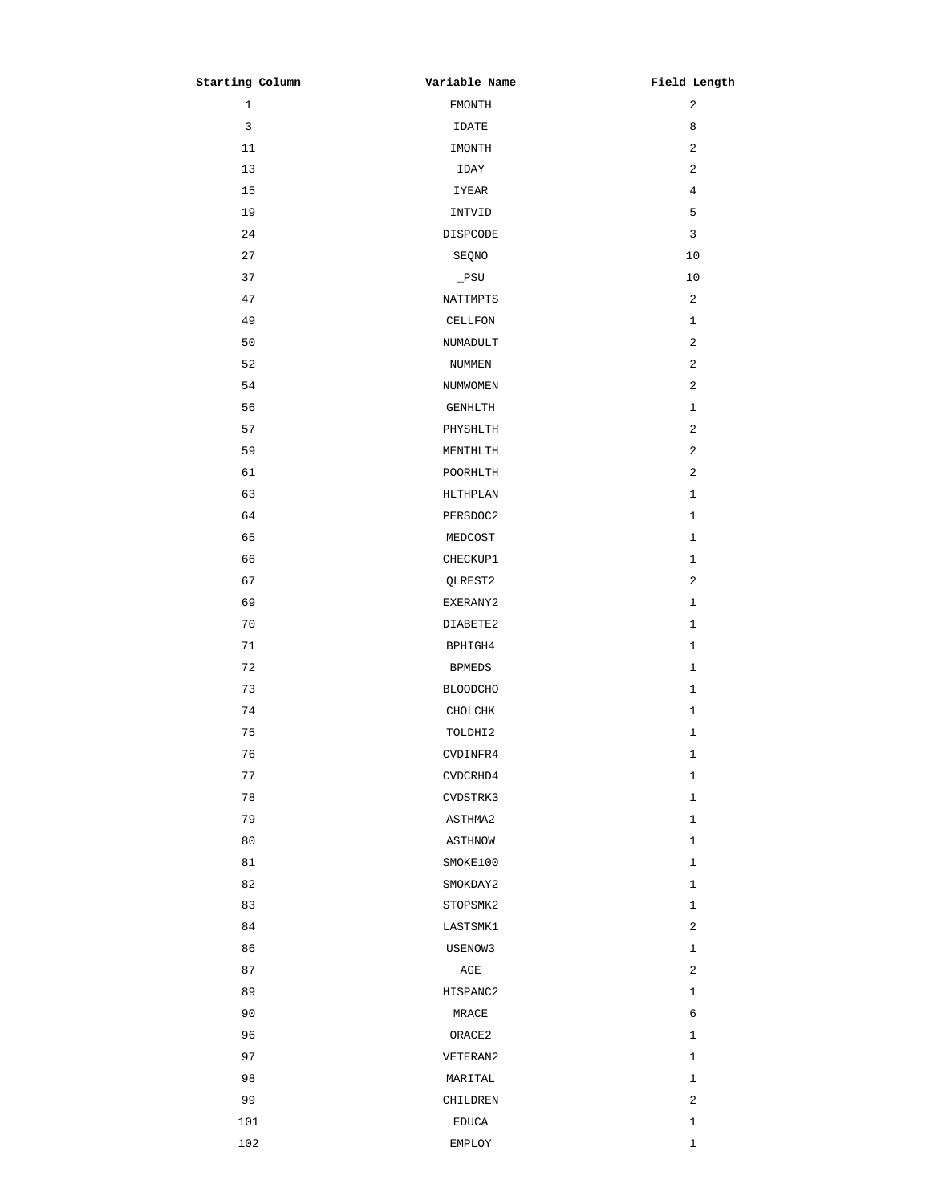| Starting Column | Variable Name | Field Length |
|---|---|---|
| 1 | FMONTH | 2 |
| 3 | IDATE | 8 |
| 11 | IMONTH | 2 |
| 13 | IDAY | 2 |
| 15 | IYEAR | 4 |
| 19 | INTVID | 5 |
| 24 | DISPCODE | 3 |
| 27 | SEQNO | 10 |
| 37 | _PSU | 10 |
| 47 | NATTMPTS | 2 |
| 49 | CELLFON | 1 |
| 50 | NUMADULT | 2 |
| 52 | NUMMEN | 2 |
| 54 | NUMWOMEN | 2 |
| 56 | GENHLTH | 1 |
| 57 | PHYSHLTH | 2 |
| 59 | MENTHLTH | 2 |
| 61 | POORHLTH | 2 |
| 63 | HLTHPLAN | 1 |
| 64 | PERSDOC2 | 1 |
| 65 | MEDCOST | 1 |
| 66 | CHECKUP1 | 1 |
| 67 | QLREST2 | 2 |
| 69 | EXERANY2 | 1 |
| 70 | DIABETE2 | 1 |
| 71 | BPHIGH4 | 1 |
| 72 | BPMEDS | 1 |
| 73 | BLOODCHO | 1 |
| 74 | CHOLCHK | 1 |
| 75 | TOLDHI2 | 1 |
| 76 | CVDINFR4 | 1 |
| 77 | CVDCRHD4 | 1 |
| 78 | CVDSTRK3 | 1 |
| 79 | ASTHMA2 | 1 |
| 80 | ASTHNOW | 1 |
| 81 | SMOKE100 | 1 |
| 82 | SMOKDAY2 | 1 |
| 83 | STOPSMK2 | 1 |
| 84 | LASTSMK1 | 2 |
| 86 | USENOW3 | 1 |
| 87 | AGE | 2 |
| 89 | HISPANC2 | 1 |
| 90 | MRACE | 6 |
| 96 | ORACE2 | 1 |
| 97 | VETERAN2 | 1 |
| 98 | MARITAL | 1 |
| 99 | CHILDREN | 2 |
| 101 | EDUCA | 1 |
| 102 | EMPLOY | 1 |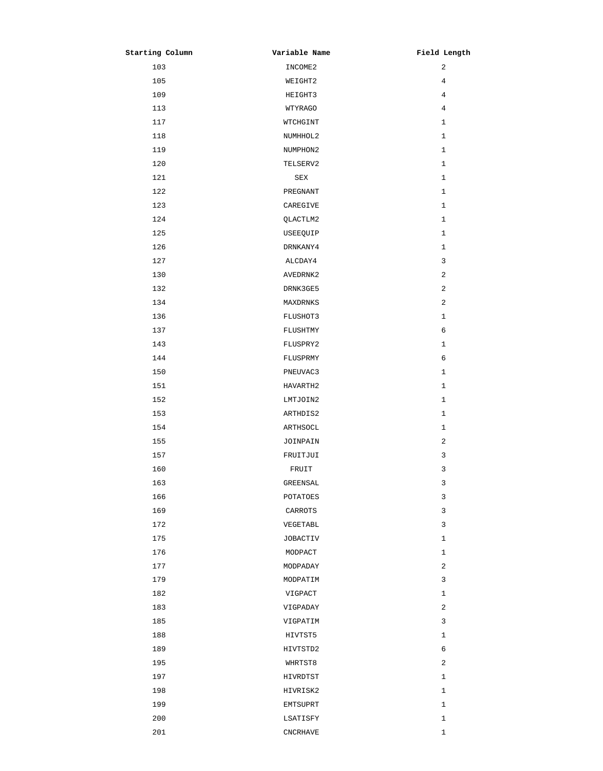| Starting Column | Variable Name | Field Length |
| --- | --- | --- |
| 103 | INCOME2 | 2 |
| 105 | WEIGHT2 | 4 |
| 109 | HEIGHT3 | 4 |
| 113 | WTYRAGO | 4 |
| 117 | WTCHGINT | 1 |
| 118 | NUMHHOL2 | 1 |
| 119 | NUMPHON2 | 1 |
| 120 | TELSERV2 | 1 |
| 121 | SEX | 1 |
| 122 | PREGNANT | 1 |
| 123 | CAREGIVE | 1 |
| 124 | QLACTLM2 | 1 |
| 125 | USEEQUIP | 1 |
| 126 | DRNKANY4 | 1 |
| 127 | ALCDAY4 | 3 |
| 130 | AVEDRNK2 | 2 |
| 132 | DRNK3GE5 | 2 |
| 134 | MAXDRNKS | 2 |
| 136 | FLUSHOT3 | 1 |
| 137 | FLUSHTMY | 6 |
| 143 | FLUSPRY2 | 1 |
| 144 | FLUSPRMY | 6 |
| 150 | PNEUVAC3 | 1 |
| 151 | HAVARTH2 | 1 |
| 152 | LMTJOIN2 | 1 |
| 153 | ARTHDIS2 | 1 |
| 154 | ARTHSOCL | 1 |
| 155 | JOINPAIN | 2 |
| 157 | FRUITJUI | 3 |
| 160 | FRUIT | 3 |
| 163 | GREENSAL | 3 |
| 166 | POTATOES | 3 |
| 169 | CARROTS | 3 |
| 172 | VEGETABL | 3 |
| 175 | JOBACTIV | 1 |
| 176 | MODPACT | 1 |
| 177 | MODPADAY | 2 |
| 179 | MODPATIM | 3 |
| 182 | VIGPACT | 1 |
| 183 | VIGPADAY | 2 |
| 185 | VIGPATIM | 3 |
| 188 | HIVTST5 | 1 |
| 189 | HIVTSTD2 | 6 |
| 195 | WHRTST8 | 2 |
| 197 | HIVRDTST | 1 |
| 198 | HIVRISK2 | 1 |
| 199 | EMTSUPRT | 1 |
| 200 | LSATISFY | 1 |
| 201 | CNCRHAVE | 1 |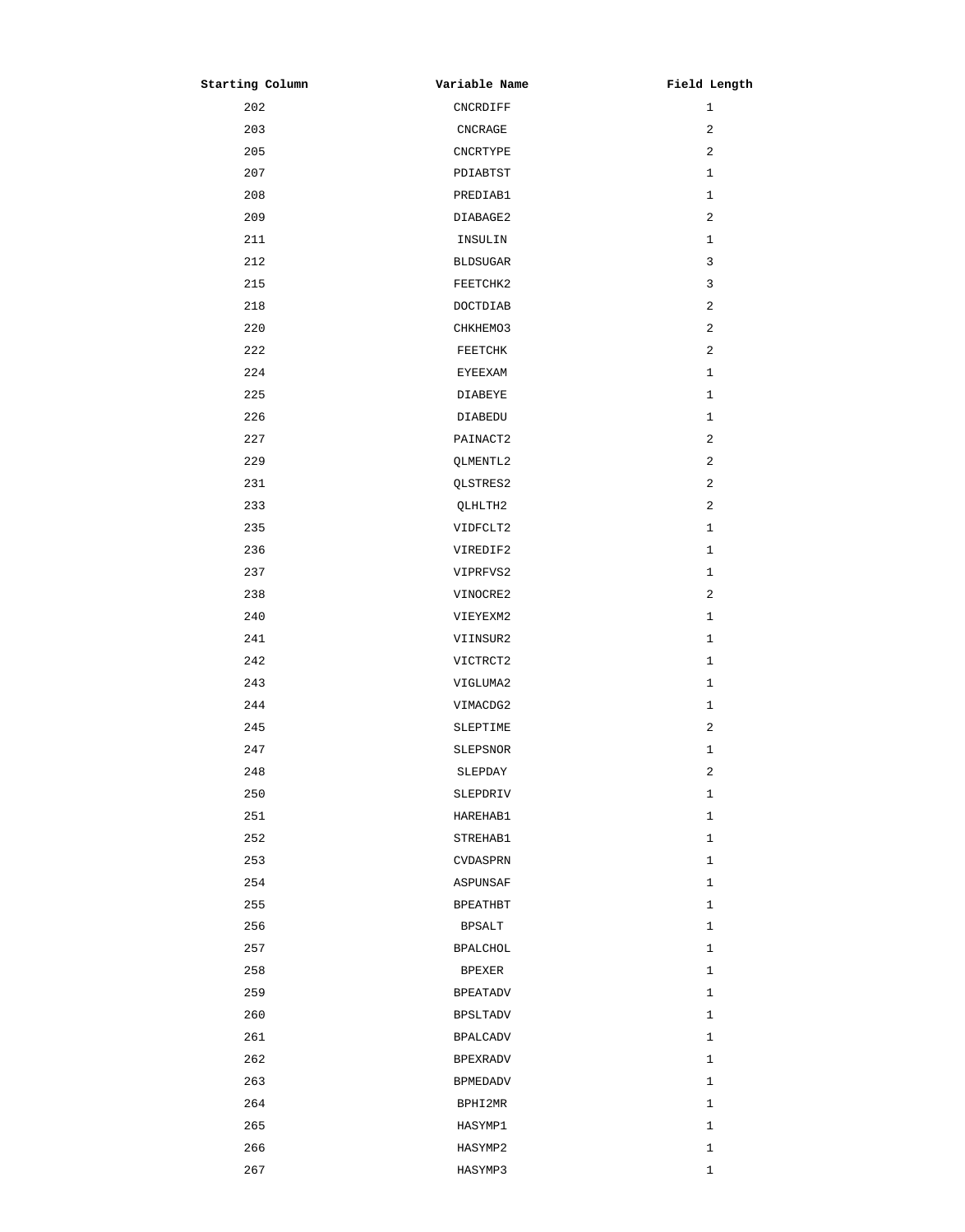| Starting Column | Variable Name | Field Length |
|---|---|---|
| 202 | CNCRDIFF | 1 |
| 203 | CNCRAGE | 2 |
| 205 | CNCRTYPE | 2 |
| 207 | PDIABTST | 1 |
| 208 | PREDIAB1 | 1 |
| 209 | DIABAGE2 | 2 |
| 211 | INSULIN | 1 |
| 212 | BLDSUGAR | 3 |
| 215 | FEETCHK2 | 3 |
| 218 | DOCTDIAB | 2 |
| 220 | CHKHEMO3 | 2 |
| 222 | FEETCHK | 2 |
| 224 | EYEEXAM | 1 |
| 225 | DIABEYE | 1 |
| 226 | DIABEDU | 1 |
| 227 | PAINACT2 | 2 |
| 229 | QLMENTL2 | 2 |
| 231 | QLSTRES2 | 2 |
| 233 | QLHLTH2 | 2 |
| 235 | VIDFCLT2 | 1 |
| 236 | VIREDIF2 | 1 |
| 237 | VIPRFVS2 | 1 |
| 238 | VINOCRE2 | 2 |
| 240 | VIEYEXM2 | 1 |
| 241 | VIINSUR2 | 1 |
| 242 | VICTRCT2 | 1 |
| 243 | VIGLUMA2 | 1 |
| 244 | VIMACDG2 | 1 |
| 245 | SLEPTIME | 2 |
| 247 | SLEPSNOR | 1 |
| 248 | SLEPDAY | 2 |
| 250 | SLEPDRIV | 1 |
| 251 | HAREHAB1 | 1 |
| 252 | STREHAB1 | 1 |
| 253 | CVDASPRN | 1 |
| 254 | ASPUNSAF | 1 |
| 255 | BPEATHBT | 1 |
| 256 | BPSALT | 1 |
| 257 | BPALCHOL | 1 |
| 258 | BPEXER | 1 |
| 259 | BPEATADV | 1 |
| 260 | BPSLTADV | 1 |
| 261 | BPALCADV | 1 |
| 262 | BPEXRADV | 1 |
| 263 | BPMEDADV | 1 |
| 264 | BPHI2MR | 1 |
| 265 | HASYMP1 | 1 |
| 266 | HASYMP2 | 1 |
| 267 | HASYMP3 | 1 |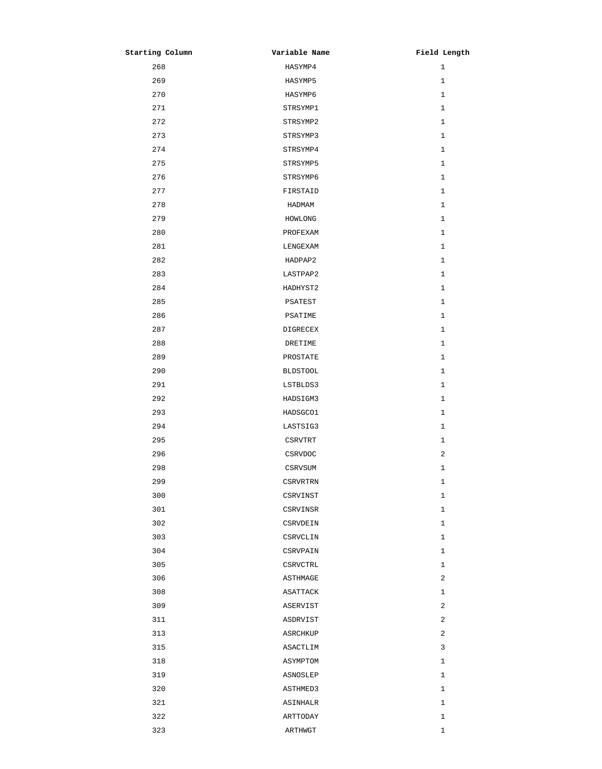| Starting Column | Variable Name | Field Length |
|---|---|---|
| 268 | HASYMP4 | 1 |
| 269 | HASYMP5 | 1 |
| 270 | HASYMP6 | 1 |
| 271 | STRSYMP1 | 1 |
| 272 | STRSYMP2 | 1 |
| 273 | STRSYMP3 | 1 |
| 274 | STRSYMP4 | 1 |
| 275 | STRSYMP5 | 1 |
| 276 | STRSYMP6 | 1 |
| 277 | FIRSTAID | 1 |
| 278 | HADMAM | 1 |
| 279 | HOWLONG | 1 |
| 280 | PROFEXAM | 1 |
| 281 | LENGEXAM | 1 |
| 282 | HADPAP2 | 1 |
| 283 | LASTPAP2 | 1 |
| 284 | HADHYST2 | 1 |
| 285 | PSATEST | 1 |
| 286 | PSATIME | 1 |
| 287 | DIGRECEX | 1 |
| 288 | DRETIME | 1 |
| 289 | PROSTATE | 1 |
| 290 | BLDSTOOL | 1 |
| 291 | LSTBLDS3 | 1 |
| 292 | HADSIGM3 | 1 |
| 293 | HADSGCO1 | 1 |
| 294 | LASTSIG3 | 1 |
| 295 | CSRVTRT | 1 |
| 296 | CSRVDOC | 2 |
| 298 | CSRVSUM | 1 |
| 299 | CSRVRTRN | 1 |
| 300 | CSRVINST | 1 |
| 301 | CSRVINSR | 1 |
| 302 | CSRVDEIN | 1 |
| 303 | CSRVCLIN | 1 |
| 304 | CSRVPAIN | 1 |
| 305 | CSRVCTRL | 1 |
| 306 | ASTHMAGE | 2 |
| 308 | ASATTACK | 1 |
| 309 | ASERVIST | 2 |
| 311 | ASDRVIST | 2 |
| 313 | ASRCHKUP | 2 |
| 315 | ASACTLIM | 3 |
| 318 | ASYMPTOM | 1 |
| 319 | ASNOSLEP | 1 |
| 320 | ASTHMED3 | 1 |
| 321 | ASINHALR | 1 |
| 322 | ARTTODAY | 1 |
| 323 | ARTHWGT | 1 |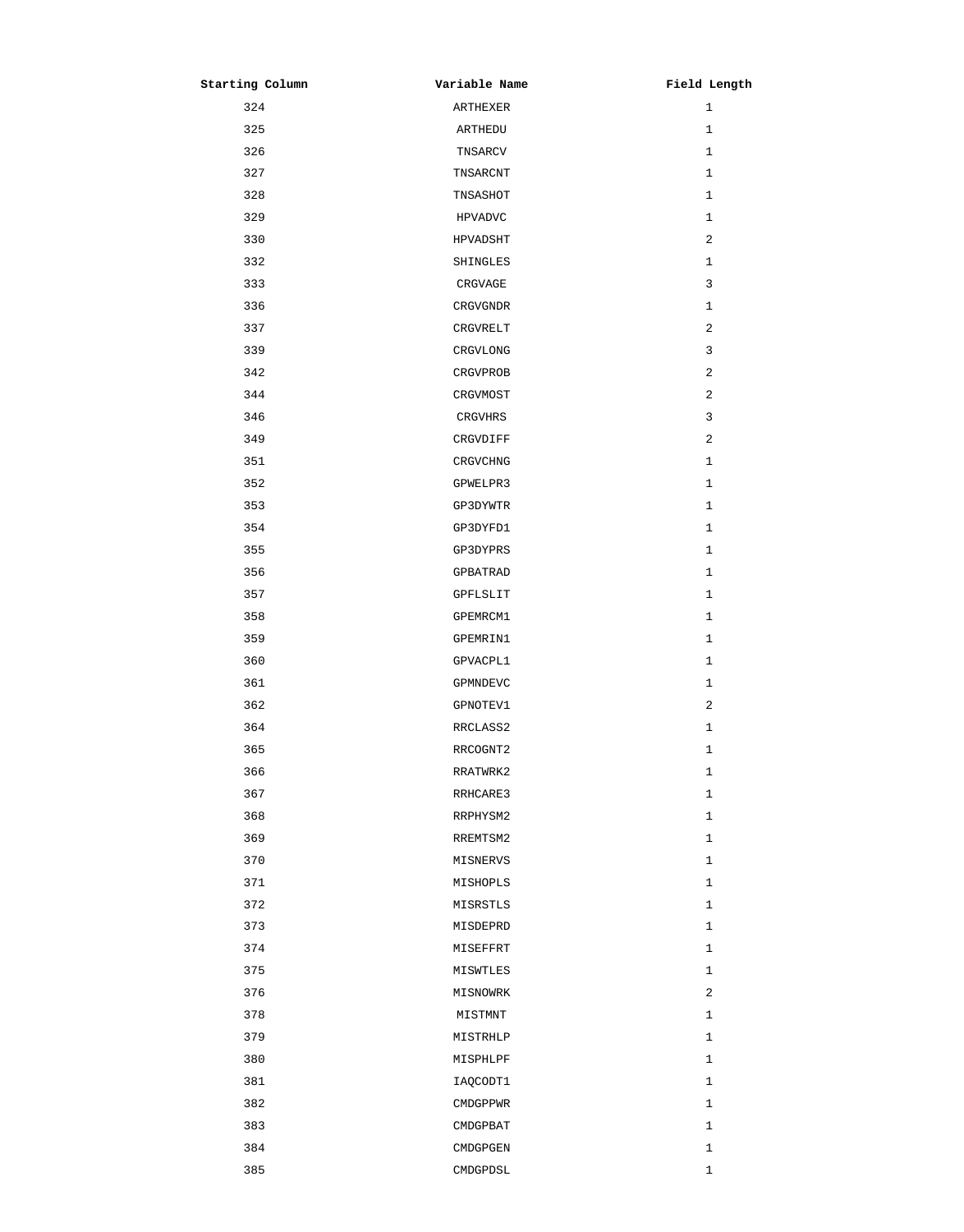| Starting Column | Variable Name | Field Length |
| --- | --- | --- |
| 324 | ARTHEXER | 1 |
| 325 | ARTHEDU | 1 |
| 326 | TNSARCV | 1 |
| 327 | TNSARCNT | 1 |
| 328 | TNSASHOT | 1 |
| 329 | HPVADVC | 1 |
| 330 | HPVADSHT | 2 |
| 332 | SHINGLES | 1 |
| 333 | CRGVAGE | 3 |
| 336 | CRGVGNDR | 1 |
| 337 | CRGVRELT | 2 |
| 339 | CRGVLONG | 3 |
| 342 | CRGVPROB | 2 |
| 344 | CRGVMOST | 2 |
| 346 | CRGVHRS | 3 |
| 349 | CRGVDIFF | 2 |
| 351 | CRGVCHNG | 1 |
| 352 | GPWELPR3 | 1 |
| 353 | GP3DYWTR | 1 |
| 354 | GP3DYFD1 | 1 |
| 355 | GP3DYPRS | 1 |
| 356 | GPBATRAD | 1 |
| 357 | GPFLSLIT | 1 |
| 358 | GPEMRCM1 | 1 |
| 359 | GPEMRIN1 | 1 |
| 360 | GPVACPL1 | 1 |
| 361 | GPMNDEVC | 1 |
| 362 | GPNOTEV1 | 2 |
| 364 | RRCLASS2 | 1 |
| 365 | RRCOGNT2 | 1 |
| 366 | RRATWRK2 | 1 |
| 367 | RRHCARE3 | 1 |
| 368 | RRPHYSM2 | 1 |
| 369 | RREMTSM2 | 1 |
| 370 | MISNERVS | 1 |
| 371 | MISHOPLS | 1 |
| 372 | MISRSTLS | 1 |
| 373 | MISDEPRD | 1 |
| 374 | MISEFFRT | 1 |
| 375 | MISWTLES | 1 |
| 376 | MISNOWRK | 2 |
| 378 | MISTMNT | 1 |
| 379 | MISTRHLP | 1 |
| 380 | MISPHLPF | 1 |
| 381 | IAQCODT1 | 1 |
| 382 | CMDGPPWR | 1 |
| 383 | CMDGPBAT | 1 |
| 384 | CMDGPGEN | 1 |
| 385 | CMDGPDSL | 1 |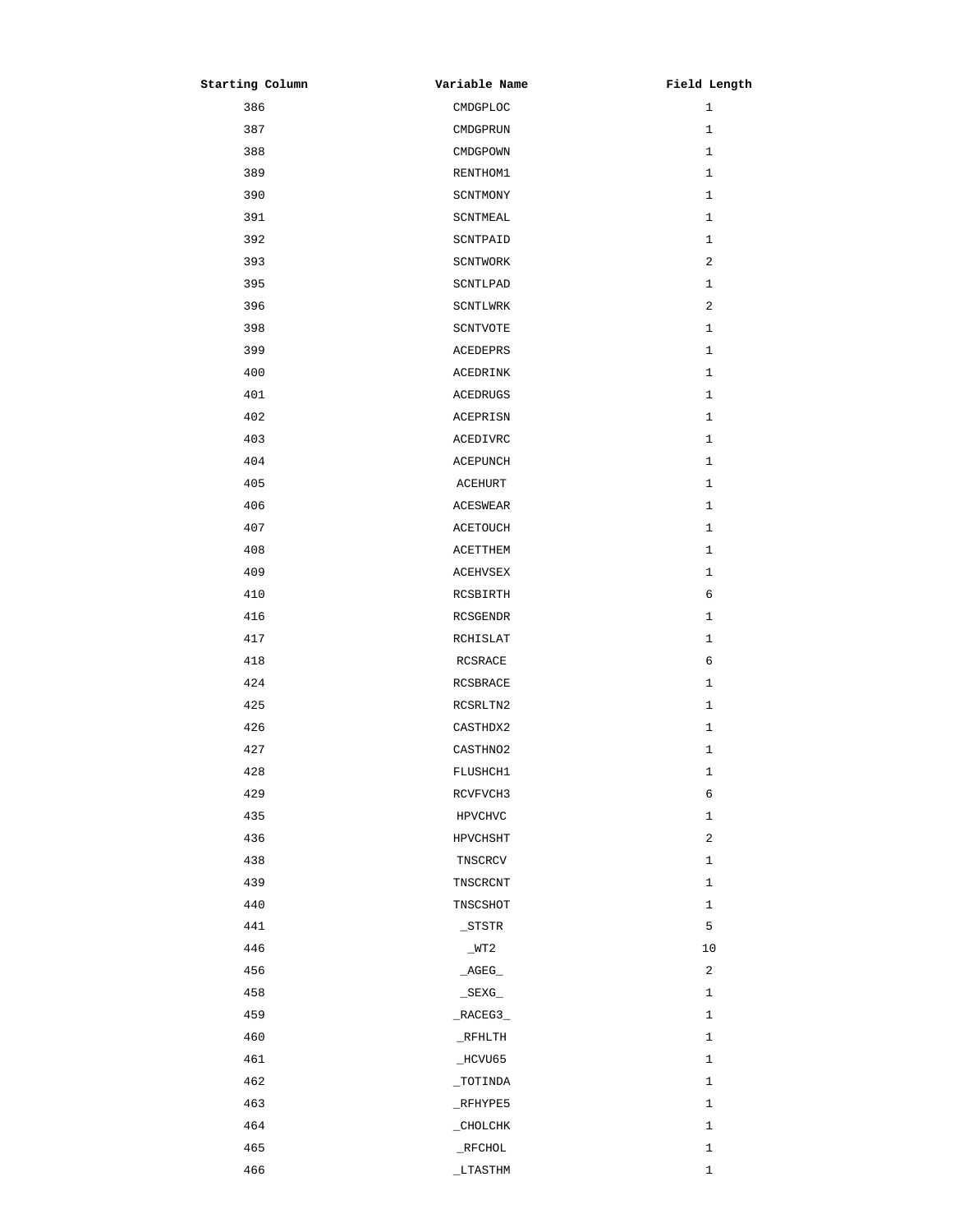| Starting Column | Variable Name | Field Length |
|---|---|---|
| 386 | CMDGPLOC | 1 |
| 387 | CMDGPRUN | 1 |
| 388 | CMDGPOWN | 1 |
| 389 | RENTHOM1 | 1 |
| 390 | SCNTMONY | 1 |
| 391 | SCNTMEAL | 1 |
| 392 | SCNTPAID | 1 |
| 393 | SCNTWORK | 2 |
| 395 | SCNTLPAD | 1 |
| 396 | SCNTLWRK | 2 |
| 398 | SCNTVOTE | 1 |
| 399 | ACEDEPRS | 1 |
| 400 | ACEDRINK | 1 |
| 401 | ACEDRUGS | 1 |
| 402 | ACEPRISN | 1 |
| 403 | ACEDIVRC | 1 |
| 404 | ACEPUNCH | 1 |
| 405 | ACEHURT | 1 |
| 406 | ACESWEAR | 1 |
| 407 | ACETOUCH | 1 |
| 408 | ACETTHEM | 1 |
| 409 | ACEHVSEX | 1 |
| 410 | RCSBIRTH | 6 |
| 416 | RCSGENDR | 1 |
| 417 | RCHISLAT | 1 |
| 418 | RCSRACE | 6 |
| 424 | RCSBRACE | 1 |
| 425 | RCSRLTN2 | 1 |
| 426 | CASTHDX2 | 1 |
| 427 | CASTHNO2 | 1 |
| 428 | FLUSHCH1 | 1 |
| 429 | RCVFVCH3 | 6 |
| 435 | HPVCHVC | 1 |
| 436 | HPVCHSHT | 2 |
| 438 | TNSCRCV | 1 |
| 439 | TNSCRCNT | 1 |
| 440 | TNSCSHOT | 1 |
| 441 | _STSTR | 5 |
| 446 | _WT2 | 10 |
| 456 | _AGEG_ | 2 |
| 458 | _SEXG_ | 1 |
| 459 | _RACEG3_ | 1 |
| 460 | _RFHLTH | 1 |
| 461 | _HCVU65 | 1 |
| 462 | _TOTINDA | 1 |
| 463 | _RFHYPE5 | 1 |
| 464 | _CHOLCHK | 1 |
| 465 | _RFCHOL | 1 |
| 466 | _LTASTHM | 1 |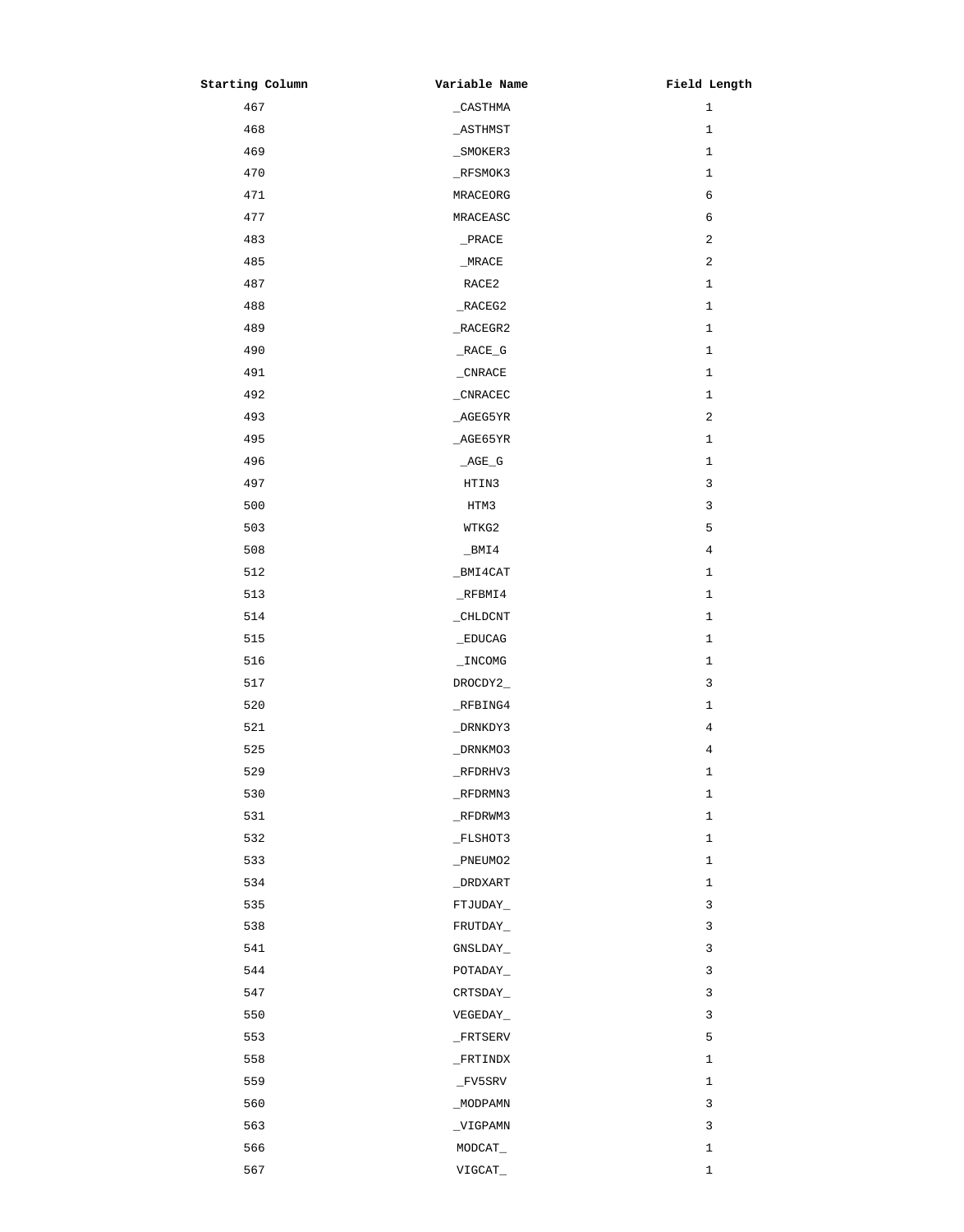| Starting Column | Variable Name | Field Length |
|---|---|---|
| 467 | _CASTHMA | 1 |
| 468 | _ASTHMST | 1 |
| 469 | _SMOKER3 | 1 |
| 470 | _RFSMOK3 | 1 |
| 471 | MRACEORG | 6 |
| 477 | MRACEASC | 6 |
| 483 | _PRACE | 2 |
| 485 | _MRACE | 2 |
| 487 | RACE2 | 1 |
| 488 | _RACEG2 | 1 |
| 489 | _RACEGR2 | 1 |
| 490 | _RACE_G | 1 |
| 491 | _CNRACE | 1 |
| 492 | _CNRACEC | 1 |
| 493 | _AGEG5YR | 2 |
| 495 | _AGE65YR | 1 |
| 496 | _AGE_G | 1 |
| 497 | HTIN3 | 3 |
| 500 | HTM3 | 3 |
| 503 | WTKG2 | 5 |
| 508 | _BMI4 | 4 |
| 512 | _BMI4CAT | 1 |
| 513 | _RFBMI4 | 1 |
| 514 | _CHLDCNT | 1 |
| 515 | _EDUCAG | 1 |
| 516 | _INCOMG | 1 |
| 517 | DROCDY2_ | 3 |
| 520 | _RFBING4 | 1 |
| 521 | _DRNKDY3 | 4 |
| 525 | _DRNKMO3 | 4 |
| 529 | _RFDRHV3 | 1 |
| 530 | _RFDRMN3 | 1 |
| 531 | _RFDRWM3 | 1 |
| 532 | _FLSHOT3 | 1 |
| 533 | _PNEUMO2 | 1 |
| 534 | _DRDXART | 1 |
| 535 | FTJUDAY_ | 3 |
| 538 | FRUTDAY_ | 3 |
| 541 | GNSLDAY_ | 3 |
| 544 | POTADAY_ | 3 |
| 547 | CRTSDAY_ | 3 |
| 550 | VEGEDAY_ | 3 |
| 553 | _FRTSERV | 5 |
| 558 | _FRTINDX | 1 |
| 559 | _FV5SRV | 1 |
| 560 | _MODPAMN | 3 |
| 563 | _VIGPAMN | 3 |
| 566 | MODCAT_ | 1 |
| 567 | VIGCAT_ | 1 |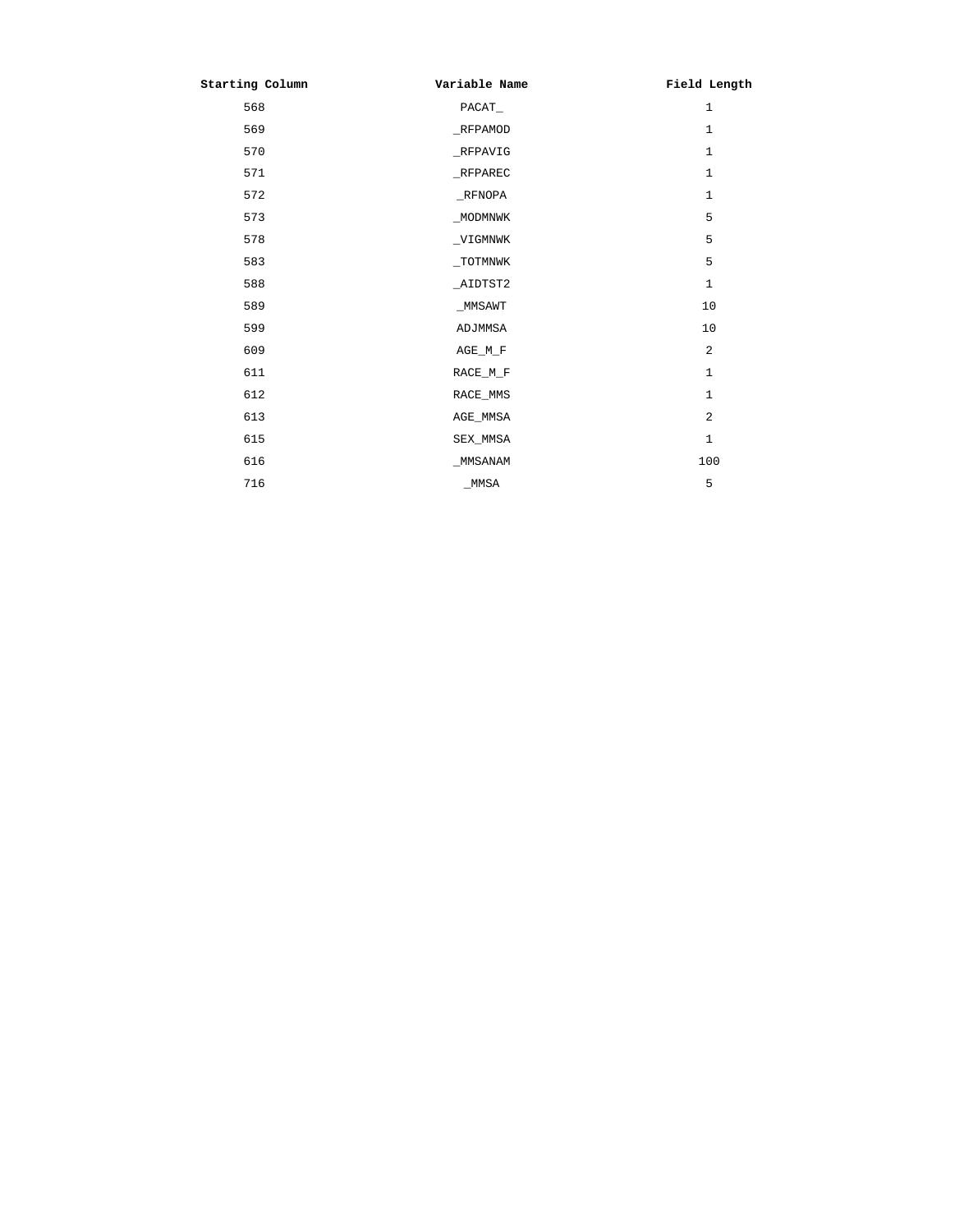| Starting Column | Variable Name | Field Length |
| --- | --- | --- |
| 568 | PACAT_ | 1 |
| 569 | _RFPAMOD | 1 |
| 570 | _RFPAVIG | 1 |
| 571 | _RFPAREC | 1 |
| 572 | _RFNOPA | 1 |
| 573 | _MODMNWK | 5 |
| 578 | _VIGMNWK | 5 |
| 583 | _TOTMNWK | 5 |
| 588 | _AIDTST2 | 1 |
| 589 | _MMSAWT | 10 |
| 599 | ADJMMSA | 10 |
| 609 | AGE_M_F | 2 |
| 611 | RACE_M_F | 1 |
| 612 | RACE_MMS | 1 |
| 613 | AGE_MMSA | 2 |
| 615 | SEX_MMSA | 1 |
| 616 | _MMSANAM | 100 |
| 716 | _MMSA | 5 |